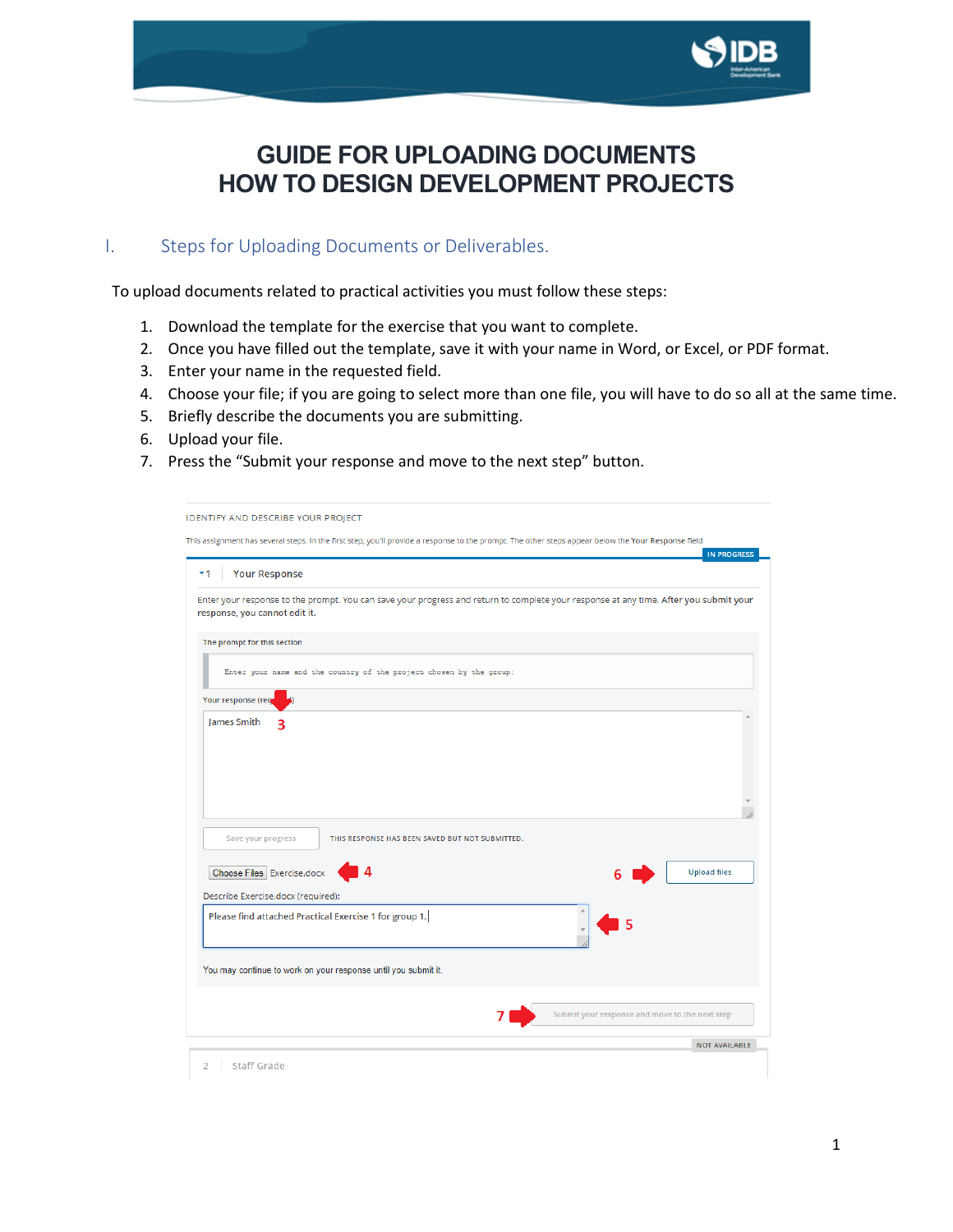# GUIDE FOR UPLOADING DOCUMENTS
# HOW TO DESIGN DEVELOPMENT PROJECTS

## I. Steps for Uploading Documents or Deliverables.

To upload documents related to practical activities you must follow these steps:

1. Download the template for the exercise that you want to complete.
2. Once you have filled out the template, save it with your name in Word, or Excel, or PDF format.
3. Enter your name in the requested field.
4. Choose your file; if you are going to select more than one file, you will have to do so all at the same time.
5. Briefly describe the documents you are submitting.
6. Upload your file.
7. Press the "Submit your response and move to the next step" button.

IDENTIFY AND DESCRIBE YOUR PROJECT

This assignment has several steps. In the first step, you'll provide a response to the prompt. The other steps appear below the **Your Response** field.

IN PROGRESS

1 Your Response

Enter your response to the prompt. You can save your progress and return to complete your response at any time. **After you submit your response, you cannot edit it.**

The prompt for this section

Enter your name and the country of the project chosen by the group:

Your response (required)

James Smith 3

Save your progress THIS RESPONSE HAS BEEN SAVED BUT NOT SUBMITTED.

Choose Files Exercise.docx 4 6 Upload files

Describe Exercise.docx (required):

Please find attached Practical Exercise 1 for group 1. 5

You may continue to work on your response until you submit it.

7 Submit your response and move to the next step

NOT AVAILABLE

2 Staff Grade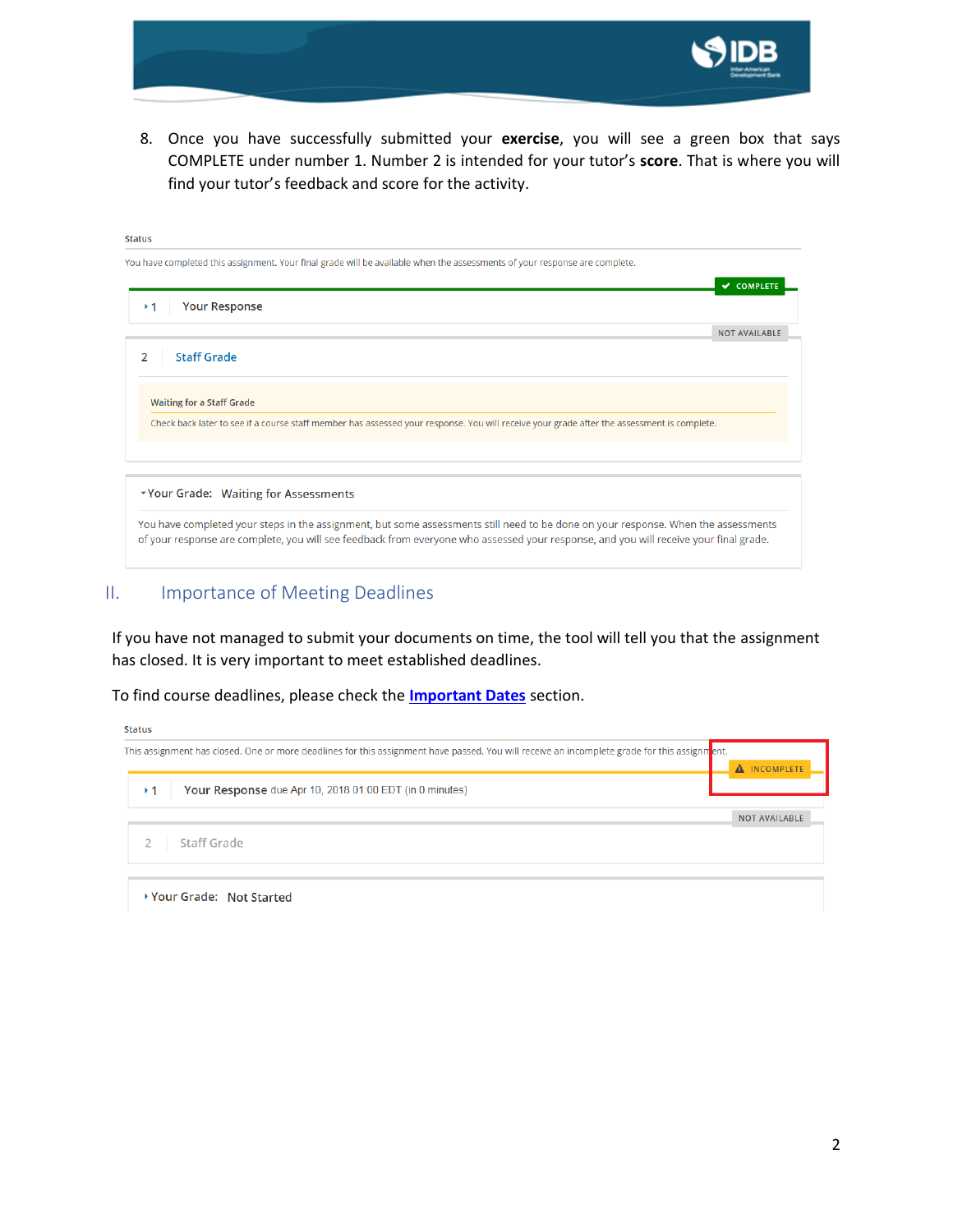8. Once you have successfully submitted your **exercise**, you will see a green box that says COMPLETE under number 1. Number 2 is intended for your tutor's **score**. That is where you will find your tutor's feedback and score for the activity.

Status

You have completed this assignment. Your final grade will be available when the assessments of your response are complete.

COMPLETE

1 Your Response

NOT AVAILABLE

2 Staff Grade

Waiting for a Staff Grade

Check back later to see if a course staff member has assessed your response. You will receive your grade after the assessment is complete.

Your Grade: Waiting for Assessments

You have completed your steps in the assignment, but some assessments still need to be done on your response. When the assessments of your response are complete, you will see feedback from everyone who assessed your response, and you will receive your final grade.

## II. Importance of Meeting Deadlines

If you have not managed to submit your documents on time, the tool will tell you that the assignment has closed. It is very important to meet established deadlines.

To find course deadlines, please check the **Important Dates** section.

Status

This assignment has closed. One or more deadlines for this assignment have passed. You will receive an incomplete grade for this assignment.

INCOMPLETE

1 Your Response due Apr 10, 2018 01:00 EDT (in 0 minutes)

NOT AVAILABLE

2 Staff Grade

Your Grade: Not Started